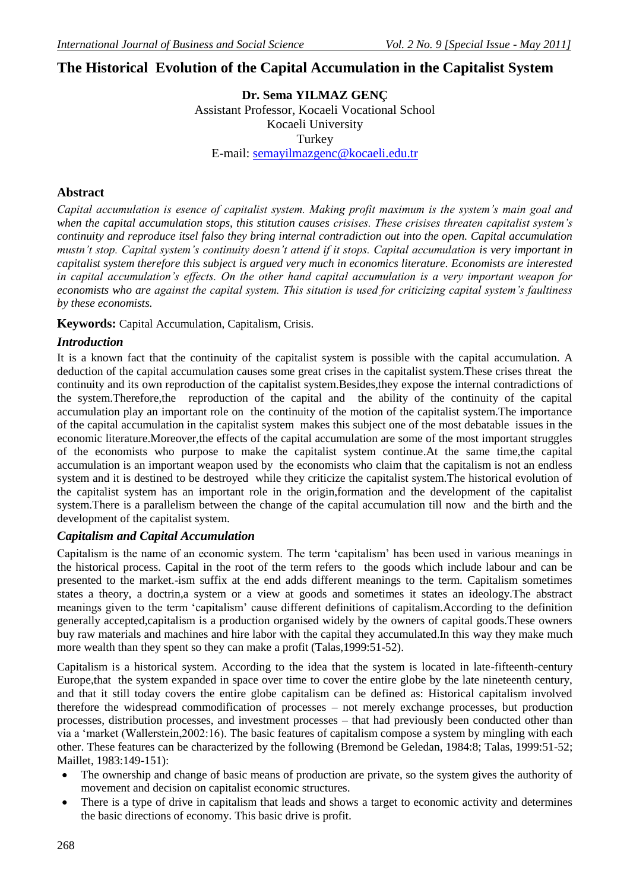# The Historical Evolution of the Capital Accumulation in the Capitalist System

**Dr. Sema YILMAZ GENÇ**
Assistant Professor, Kocaeli Vocational School
Kocaeli University
Turkey
E-mail: semayilmazgenc@kocaeli.edu.tr

## Abstract

*Capital accumulation is esence of capitalist system. Making profit maximum is the system's main goal and when the capital accumulation stops, this stitution causes crisises. These crisises threaten capitalist system's continuity and reproduce itsel falso they bring internal contradiction out into the open. Capital accumulation mustn't stop. Capital system's continuity doesn't attend if it stops. Capital accumulation is very important in capitalist system therefore this subject is argued very much in economics literature. Economists are interested in capital accumulation's effects. On the other hand capital accumulation is a very important weapon for economists who are against the capital system. This stitution is used for criticizing capital system's faultiness by these economists.*

**Keywords:** Capital Accumulation, Capitalism, Crisis.

### *Introduction*

It is a known fact that the continuity of the capitalist system is possible with the capital accumulation. A deduction of the capital accumulation causes some great crises in the capitalist system.These crises threat the continuity and its own reproduction of the capitalist system.Besides,they expose the internal contradictions of the system.Therefore,the reproduction of the capital and the ability of the continuity of the capital accumulation play an important role on the continuity of the motion of the capitalist system.The importance of the capital accumulation in the capitalist system makes this subject one of the most debatable issues in the economic literature.Moreover,the effects of the capital accumulation are some of the most important struggles of the economists who purpose to make the capitalist system continue.At the same time,the capital accumulation is an important weapon used by the economists who claim that the capitalism is not an endless system and it is destined to be destroyed while they criticize the capitalist system.The historical evolution of the capitalist system has an important role in the origin,formation and the development of the capitalist system.There is a parallelism between the change of the capital accumulation till now and the birth and the development of the capitalist system.

### *Capitalism and Capital Accumulation*

Capitalism is the name of an economic system. The term 'capitalism' has been used in various meanings in the historical process. Capital in the root of the term refers to the goods which include labour and can be presented to the market.-ism suffix at the end adds different meanings to the term. Capitalism sometimes states a theory, a doctrin,a system or a view at goods and sometimes it states an ideology.The abstract meanings given to the term 'capitalism' cause different definitions of capitalism.According to the definition generally accepted,capitalism is a production organised widely by the owners of capital goods.These owners buy raw materials and machines and hire labor with the capital they accumulated.In this way they make much more wealth than they spent so they can make a profit (Talas,1999:51-52).

Capitalism is a historical system. According to the idea that the system is located in late-fifteenth-century Europe,that the system expanded in space over time to cover the entire globe by the late nineteenth century, and that it still today covers the entire globe capitalism can be defined as: Historical capitalism involved therefore the widespread commodification of processes – not merely exchange processes, but production processes, distribution processes, and investment processes – that had previously been conducted other than via a 'market (Wallerstein,2002:16). The basic features of capitalism compose a system by mingling with each other. These features can be characterized by the following (Bremond be Geledan, 1984:8; Talas, 1999:51-52; Maillet, 1983:149-151):

- The ownership and change of basic means of production are private, so the system gives the authority of movement and decision on capitalist economic structures.
- There is a type of drive in capitalism that leads and shows a target to economic activity and determines the basic directions of economy. This basic drive is profit.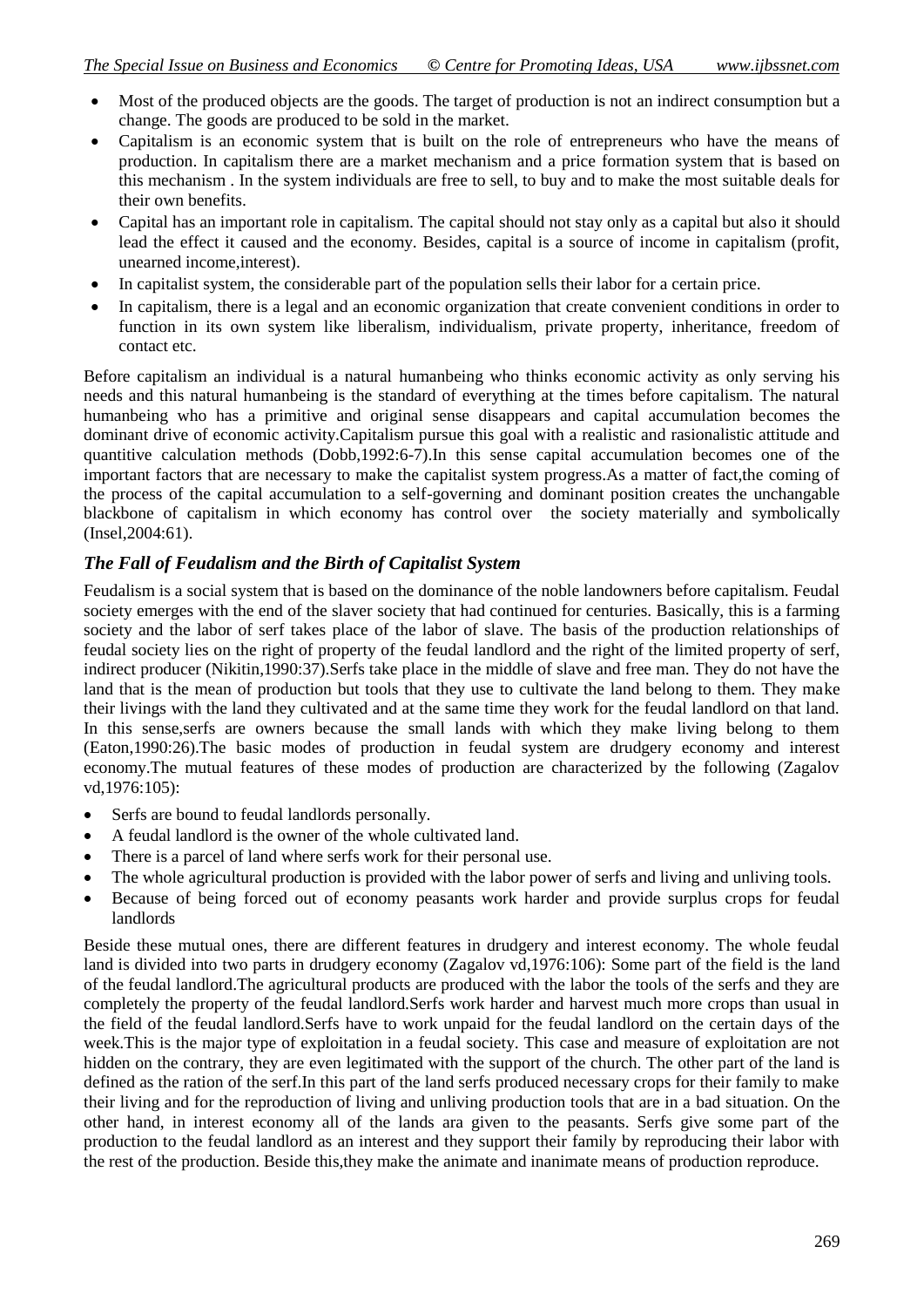- Most of the produced objects are the goods. The target of production is not an indirect consumption but a change. The goods are produced to be sold in the market.
- Capitalism is an economic system that is built on the role of entrepreneurs who have the means of production. In capitalism there are a market mechanism and a price formation system that is based on this mechanism . In the system individuals are free to sell, to buy and to make the most suitable deals for their own benefits.
- Capital has an important role in capitalism. The capital should not stay only as a capital but also it should lead the effect it caused and the economy. Besides, capital is a source of income in capitalism (profit, unearned income,interest).
- In capitalist system, the considerable part of the population sells their labor for a certain price.
- In capitalism, there is a legal and an economic organization that create convenient conditions in order to function in its own system like liberalism, individualism, private property, inheritance, freedom of contact etc.

Before capitalism an individual is a natural humanbeing who thinks economic activity as only serving his needs and this natural humanbeing is the standard of everything at the times before capitalism. The natural humanbeing who has a primitive and original sense disappears and capital accumulation becomes the dominant drive of economic activity.Capitalism pursue this goal with a realistic and rasionalistic attitude and quantitive calculation methods (Dobb,1992:6-7).In this sense capital accumulation becomes one of the important factors that are necessary to make the capitalist system progress.As a matter of fact,the coming of the process of the capital accumulation to a self-governing and dominant position creates the unchangable blackbone of capitalism in which economy has control over the society materially and symbolically (Insel,2004:61).

### *The Fall of Feudalism and the Birth of Capitalist System*

Feudalism is a social system that is based on the dominance of the noble landowners before capitalism. Feudal society emerges with the end of the slaver society that had continued for centuries. Basically, this is a farming society and the labor of serf takes place of the labor of slave. The basis of the production relationships of feudal society lies on the right of property of the feudal landlord and the right of the limited property of serf, indirect producer (Nikitin,1990:37).Serfs take place in the middle of slave and free man. They do not have the land that is the mean of production but tools that they use to cultivate the land belong to them. They make their livings with the land they cultivated and at the same time they work for the feudal landlord on that land. In this sense,serfs are owners because the small lands with which they make living belong to them (Eaton,1990:26).The basic modes of production in feudal system are drudgery economy and interest economy.The mutual features of these modes of production are characterized by the following (Zagalov vd,1976:105):

- Serfs are bound to feudal landlords personally.
- A feudal landlord is the owner of the whole cultivated land.
- There is a parcel of land where serfs work for their personal use.
- The whole agricultural production is provided with the labor power of serfs and living and unliving tools.
- Because of being forced out of economy peasants work harder and provide surplus crops for feudal landlords

Beside these mutual ones, there are different features in drudgery and interest economy. The whole feudal land is divided into two parts in drudgery economy (Zagalov vd,1976:106): Some part of the field is the land of the feudal landlord.The agricultural products are produced with the labor the tools of the serfs and they are completely the property of the feudal landlord.Serfs work harder and harvest much more crops than usual in the field of the feudal landlord.Serfs have to work unpaid for the feudal landlord on the certain days of the week.This is the major type of exploitation in a feudal society. This case and measure of exploitation are not hidden on the contrary, they are even legitimated with the support of the church. The other part of the land is defined as the ration of the serf.In this part of the land serfs produced necessary crops for their family to make their living and for the reproduction of living and unliving production tools that are in a bad situation. On the other hand, in interest economy all of the lands ara given to the peasants. Serfs give some part of the production to the feudal landlord as an interest and they support their family by reproducing their labor with the rest of the production. Beside this,they make the animate and inanimate means of production reproduce.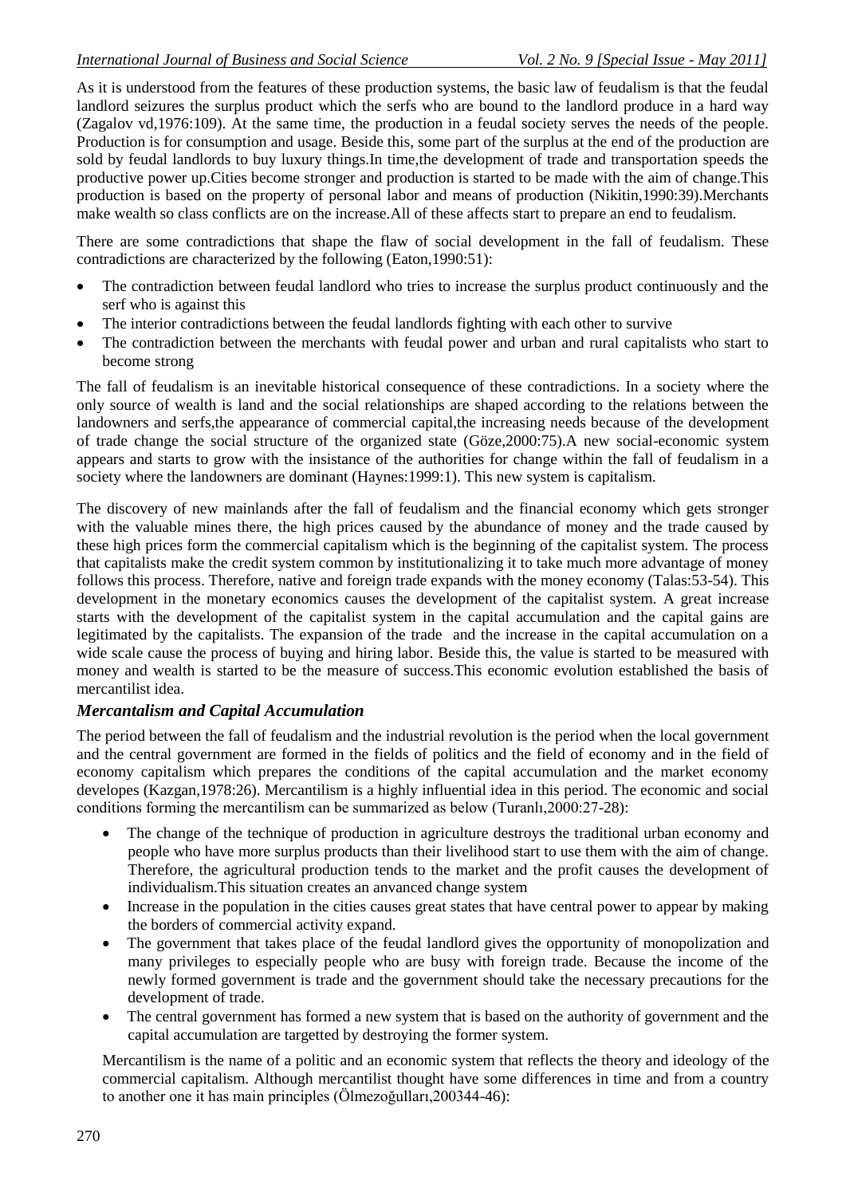As it is understood from the features of these production systems, the basic law of feudalism is that the feudal landlord seizures the surplus product which the serfs who are bound to the landlord produce in a hard way (Zagalov vd,1976:109). At the same time, the production in a feudal society serves the needs of the people. Production is for consumption and usage. Beside this, some part of the surplus at the end of the production are sold by feudal landlords to buy luxury things.In time,the development of trade and transportation speeds the productive power up.Cities become stronger and production is started to be made with the aim of change.This production is based on the property of personal labor and means of production (Nikitin,1990:39).Merchants make wealth so class conflicts are on the increase.All of these affects start to prepare an end to feudalism.

There are some contradictions that shape the flaw of social development in the fall of feudalism. These contradictions are characterized by the following (Eaton,1990:51):

- The contradiction between feudal landlord who tries to increase the surplus product continuously and the serf who is against this
- The interior contradictions between the feudal landlords fighting with each other to survive
- The contradiction between the merchants with feudal power and urban and rural capitalists who start to become strong

The fall of feudalism is an inevitable historical consequence of these contradictions. In a society where the only source of wealth is land and the social relationships are shaped according to the relations between the landowners and serfs,the appearance of commercial capital,the increasing needs because of the development of trade change the social structure of the organized state (Göze,2000:75).A new social-economic system appears and starts to grow with the insistance of the authorities for change within the fall of feudalism in a society where the landowners are dominant (Haynes:1999:1). This new system is capitalism.

The discovery of new mainlands after the fall of feudalism and the financial economy which gets stronger with the valuable mines there, the high prices caused by the abundance of money and the trade caused by these high prices form the commercial capitalism which is the beginning of the capitalist system. The process that capitalists make the credit system common by institutionalizing it to take much more advantage of money follows this process. Therefore, native and foreign trade expands with the money economy (Talas:53-54). This development in the monetary economics causes the development of the capitalist system. A great increase starts with the development of the capitalist system in the capital accumulation and the capital gains are legitimated by the capitalists. The expansion of the trade and the increase in the capital accumulation on a wide scale cause the process of buying and hiring labor. Beside this, the value is started to be measured with money and wealth is started to be the measure of success.This economic evolution established the basis of mercantilist idea.

### *Mercantalism and Capital Accumulation*

The period between the fall of feudalism and the industrial revolution is the period when the local government and the central government are formed in the fields of politics and the field of economy and in the field of economy capitalism which prepares the conditions of the capital accumulation and the market economy developes (Kazgan,1978:26). Mercantilism is a highly influential idea in this period. The economic and social conditions forming the mercantilism can be summarized as below (Turanlı,2000:27-28):

- The change of the technique of production in agriculture destroys the traditional urban economy and people who have more surplus products than their livelihood start to use them with the aim of change. Therefore, the agricultural production tends to the market and the profit causes the development of individualism.This situation creates an anvanced change system
- Increase in the population in the cities causes great states that have central power to appear by making the borders of commercial activity expand.
- The government that takes place of the feudal landlord gives the opportunity of monopolization and many privileges to especially people who are busy with foreign trade. Because the income of the newly formed government is trade and the government should take the necessary precautions for the development of trade.
- The central government has formed a new system that is based on the authority of government and the capital accumulation are targetted by destroying the former system.

Mercantilism is the name of a politic and an economic system that reflects the theory and ideology of the commercial capitalism. Although mercantilist thought have some differences in time and from a country to another one it has main principles (Ölmezoğulları,200344-46):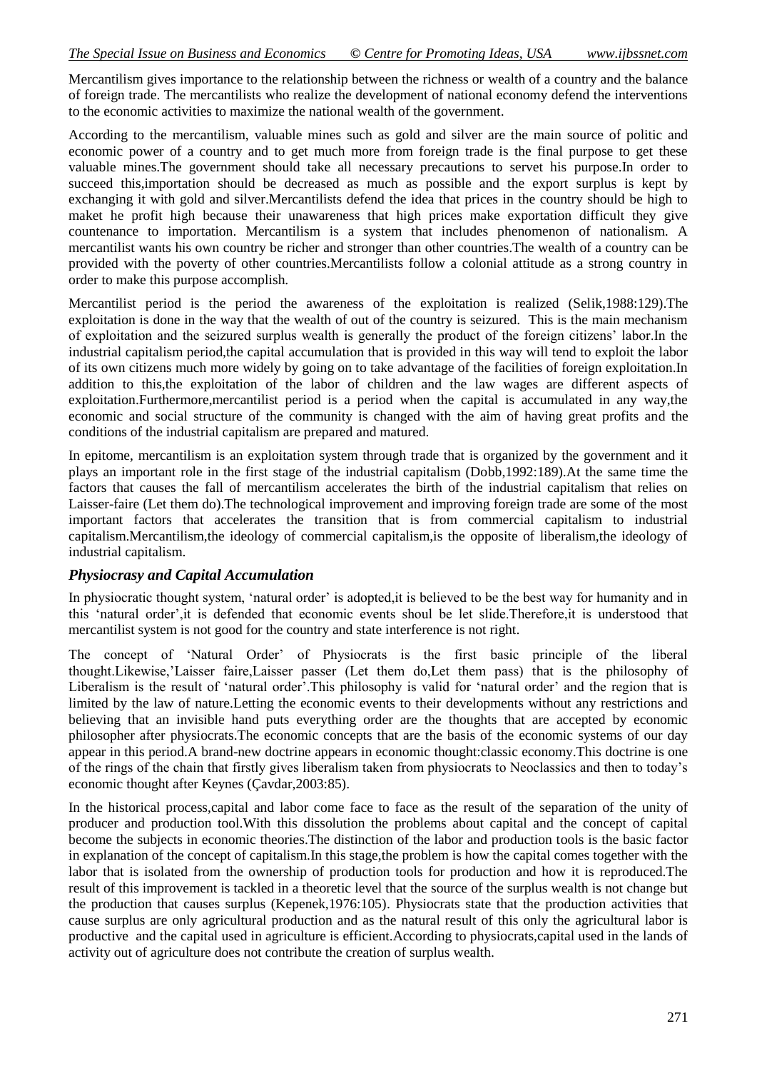Mercantilism gives importance to the relationship between the richness or wealth of a country and the balance of foreign trade. The mercantilists who realize the development of national economy defend the interventions to the economic activities to maximize the national wealth of the government.

According to the mercantilism, valuable mines such as gold and silver are the main source of politic and economic power of a country and to get much more from foreign trade is the final purpose to get these valuable mines.The government should take all necessary precautions to servet his purpose.In order to succeed this,importation should be decreased as much as possible and the export surplus is kept by exchanging it with gold and silver.Mercantilists defend the idea that prices in the country should be high to maket he profit high because their unawareness that high prices make exportation difficult they give countenance to importation. Mercantilism is a system that includes phenomenon of nationalism. A mercantilist wants his own country be richer and stronger than other countries.The wealth of a country can be provided with the poverty of other countries.Mercantilists follow a colonial attitude as a strong country in order to make this purpose accomplish.

Mercantilist period is the period the awareness of the exploitation is realized (Selik,1988:129).The exploitation is done in the way that the wealth of out of the country is seizured. This is the main mechanism of exploitation and the seizured surplus wealth is generally the product of the foreign citizens' labor.In the industrial capitalism period,the capital accumulation that is provided in this way will tend to exploit the labor of its own citizens much more widely by going on to take advantage of the facilities of foreign exploitation.In addition to this,the exploitation of the labor of children and the law wages are different aspects of exploitation.Furthermore,mercantilist period is a period when the capital is accumulated in any way,the economic and social structure of the community is changed with the aim of having great profits and the conditions of the industrial capitalism are prepared and matured.

In epitome, mercantilism is an exploitation system through trade that is organized by the government and it plays an important role in the first stage of the industrial capitalism (Dobb,1992:189).At the same time the factors that causes the fall of mercantilism accelerates the birth of the industrial capitalism that relies on Laisser-faire (Let them do).The technological improvement and improving foreign trade are some of the most important factors that accelerates the transition that is from commercial capitalism to industrial capitalism.Mercantilism,the ideology of commercial capitalism,is the opposite of liberalism,the ideology of industrial capitalism.

### *Physiocrasy and Capital Accumulation*

In physiocratic thought system, 'natural order' is adopted,it is believed to be the best way for humanity and in this 'natural order',it is defended that economic events shoul be let slide.Therefore,it is understood that mercantilist system is not good for the country and state interference is not right.

The concept of 'Natural Order' of Physiocrats is the first basic principle of the liberal thought.Likewise,'Laisser faire,Laisser passer (Let them do,Let them pass) that is the philosophy of Liberalism is the result of 'natural order'.This philosophy is valid for 'natural order' and the region that is limited by the law of nature.Letting the economic events to their developments without any restrictions and believing that an invisible hand puts everything order are the thoughts that are accepted by economic philosopher after physiocrats.The economic concepts that are the basis of the economic systems of our day appear in this period.A brand-new doctrine appears in economic thought:classic economy.This doctrine is one of the rings of the chain that firstly gives liberalism taken from physiocrats to Neoclassics and then to today's economic thought after Keynes (Çavdar,2003:85).

In the historical process,capital and labor come face to face as the result of the separation of the unity of producer and production tool.With this dissolution the problems about capital and the concept of capital become the subjects in economic theories.The distinction of the labor and production tools is the basic factor in explanation of the concept of capitalism.In this stage,the problem is how the capital comes together with the labor that is isolated from the ownership of production tools for production and how it is reproduced.The result of this improvement is tackled in a theoretic level that the source of the surplus wealth is not change but the production that causes surplus (Kepenek,1976:105). Physiocrats state that the production activities that cause surplus are only agricultural production and as the natural result of this only the agricultural labor is productive and the capital used in agriculture is efficient.According to physiocrats,capital used in the lands of activity out of agriculture does not contribute the creation of surplus wealth.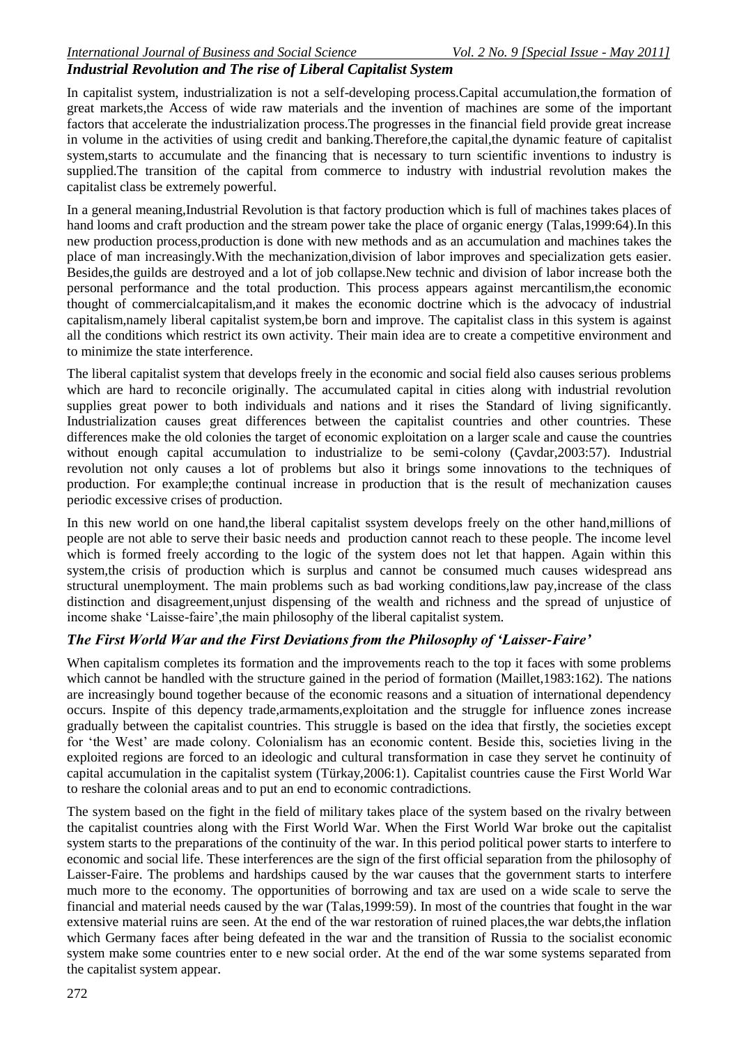### *Industrial Revolution and The rise of Liberal Capitalist System*

In capitalist system, industrialization is not a self-developing process.Capital accumulation,the formation of great markets,the Access of wide raw materials and the invention of machines are some of the important factors that accelerate the industrialization process.The progresses in the financial field provide great increase in volume in the activities of using credit and banking.Therefore,the capital,the dynamic feature of capitalist system,starts to accumulate and the financing that is necessary to turn scientific inventions to industry is supplied.The transition of the capital from commerce to industry with industrial revolution makes the capitalist class be extremely powerful.

In a general meaning,Industrial Revolution is that factory production which is full of machines takes places of hand looms and craft production and the stream power take the place of organic energy (Talas,1999:64).In this new production process,production is done with new methods and as an accumulation and machines takes the place of man increasingly.With the mechanization,division of labor improves and specialization gets easier. Besides,the guilds are destroyed and a lot of job collapse.New technic and division of labor increase both the personal performance and the total production. This process appears against mercantilism,the economic thought of commercialcapitalism,and it makes the economic doctrine which is the advocacy of industrial capitalism,namely liberal capitalist system,be born and improve. The capitalist class in this system is against all the conditions which restrict its own activity. Their main idea are to create a competitive environment and to minimize the state interference.

The liberal capitalist system that develops freely in the economic and social field also causes serious problems which are hard to reconcile originally. The accumulated capital in cities along with industrial revolution supplies great power to both individuals and nations and it rises the Standard of living significantly. Industrialization causes great differences between the capitalist countries and other countries. These differences make the old colonies the target of economic exploitation on a larger scale and cause the countries without enough capital accumulation to industrialize to be semi-colony (Çavdar,2003:57). Industrial revolution not only causes a lot of problems but also it brings some innovations to the techniques of production. For example;the continual increase in production that is the result of mechanization causes periodic excessive crises of production.

In this new world on one hand,the liberal capitalist ssystem develops freely on the other hand,millions of people are not able to serve their basic needs and production cannot reach to these people. The income level which is formed freely according to the logic of the system does not let that happen. Again within this system,the crisis of production which is surplus and cannot be consumed much causes widespread ans structural unemployment. The main problems such as bad working conditions,law pay,increase of the class distinction and disagreement,unjust dispensing of the wealth and richness and the spread of unjustice of income shake 'Laisse-faire',the main philosophy of the liberal capitalist system.

### *The First World War and the First Deviations from the Philosophy of 'Laisser-Faire'*

When capitalism completes its formation and the improvements reach to the top it faces with some problems which cannot be handled with the structure gained in the period of formation (Maillet,1983:162). The nations are increasingly bound together because of the economic reasons and a situation of international dependency occurs. Inspite of this depency trade,armaments,exploitation and the struggle for influence zones increase gradually between the capitalist countries. This struggle is based on the idea that firstly, the societies except for 'the West' are made colony. Colonialism has an economic content. Beside this, societies living in the exploited regions are forced to an ideologic and cultural transformation in case they servet he continuity of capital accumulation in the capitalist system (Türkay,2006:1). Capitalist countries cause the First World War to reshare the colonial areas and to put an end to economic contradictions.

The system based on the fight in the field of military takes place of the system based on the rivalry between the capitalist countries along with the First World War. When the First World War broke out the capitalist system starts to the preparations of the continuity of the war. In this period political power starts to interfere to economic and social life. These interferences are the sign of the first official separation from the philosophy of Laisser-Faire. The problems and hardships caused by the war causes that the government starts to interfere much more to the economy. The opportunities of borrowing and tax are used on a wide scale to serve the financial and material needs caused by the war (Talas,1999:59). In most of the countries that fought in the war extensive material ruins are seen. At the end of the war restoration of ruined places,the war debts,the inflation which Germany faces after being defeated in the war and the transition of Russia to the socialist economic system make some countries enter to e new social order. At the end of the war some systems separated from the capitalist system appear.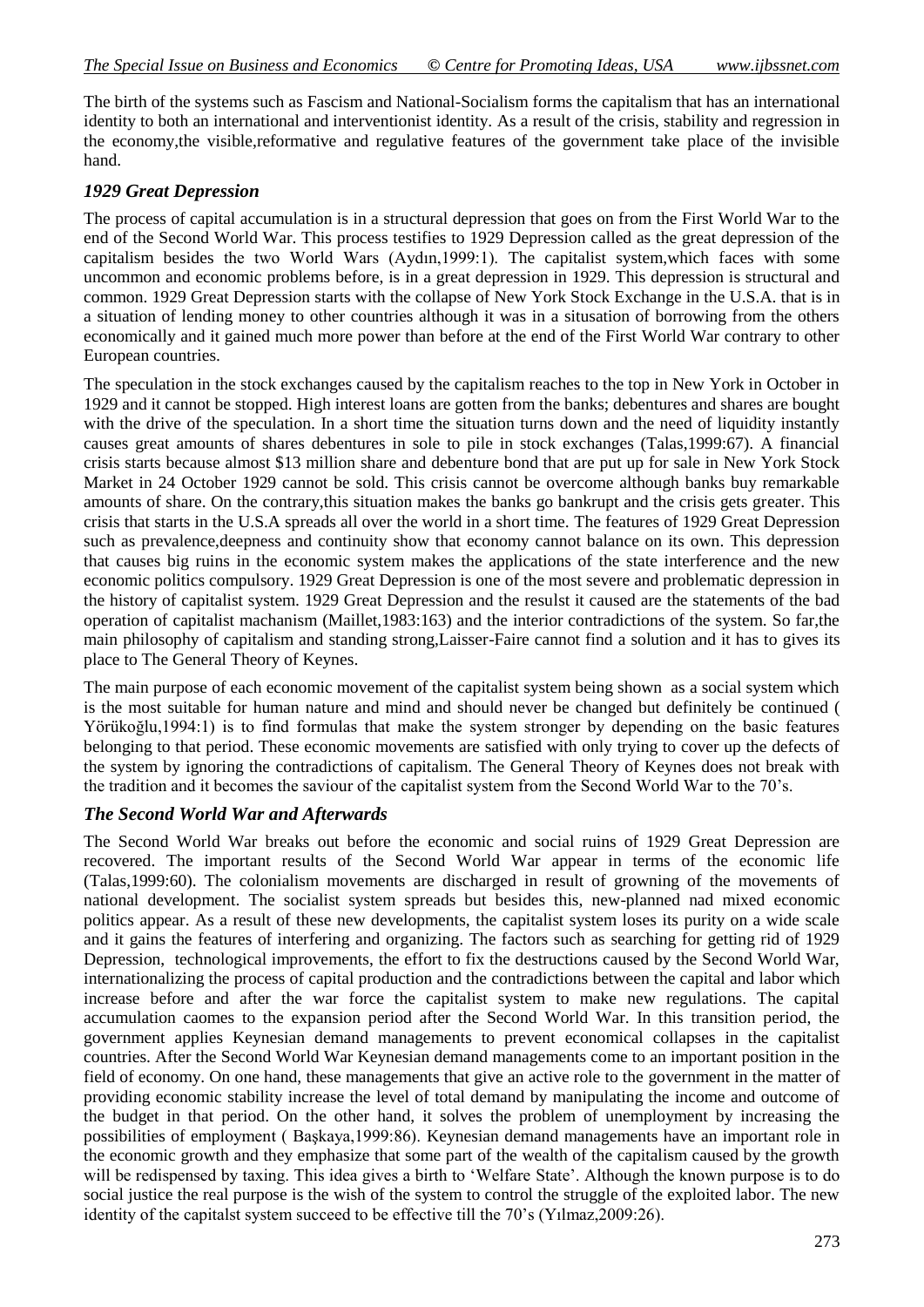The birth of the systems such as Fascism and National-Socialism forms the capitalism that has an international identity to both an international and interventionist identity. As a result of the crisis, stability and regression in the economy,the visible,reformative and regulative features of the government take place of the invisible hand.

### *1929 Great Depression*

The process of capital accumulation is in a structural depression that goes on from the First World War to the end of the Second World War. This process testifies to 1929 Depression called as the great depression of the capitalism besides the two World Wars (Aydın,1999:1). The capitalist system,which faces with some uncommon and economic problems before, is in a great depression in 1929. This depression is structural and common. 1929 Great Depression starts with the collapse of New York Stock Exchange in the U.S.A. that is in a situation of lending money to other countries although it was in a situsation of borrowing from the others economically and it gained much more power than before at the end of the First World War contrary to other European countries.

The speculation in the stock exchanges caused by the capitalism reaches to the top in New York in October in 1929 and it cannot be stopped. High interest loans are gotten from the banks; debentures and shares are bought with the drive of the speculation. In a short time the situation turns down and the need of liquidity instantly causes great amounts of shares debentures in sole to pile in stock exchanges (Talas,1999:67). A financial crisis starts because almost $13 million share and debenture bond that are put up for sale in New York Stock Market in 24 October 1929 cannot be sold. This crisis cannot be overcome although banks buy remarkable amounts of share. On the contrary,this situation makes the banks go bankrupt and the crisis gets greater. This crisis that starts in the U.S.A spreads all over the world in a short time. The features of 1929 Great Depression such as prevalence,deepness and continuity show that economy cannot balance on its own. This depression that causes big ruins in the economic system makes the applications of the state interference and the new economic politics compulsory. 1929 Great Depression is one of the most severe and problematic depression in the history of capitalist system. 1929 Great Depression and the resulst it caused are the statements of the bad operation of capitalist machanism (Maillet,1983:163) and the interior contradictions of the system. So far,the main philosophy of capitalism and standing strong,Laisser-Faire cannot find a solution and it has to gives its place to The General Theory of Keynes.

The main purpose of each economic movement of the capitalist system being shown as a social system which is the most suitable for human nature and mind and should never be changed but definitely be continued ( Yörükoğlu,1994:1) is to find formulas that make the system stronger by depending on the basic features belonging to that period. These economic movements are satisfied with only trying to cover up the defects of the system by ignoring the contradictions of capitalism. The General Theory of Keynes does not break with the tradition and it becomes the saviour of the capitalist system from the Second World War to the 70's.

### *The Second World War and Afterwards*

The Second World War breaks out before the economic and social ruins of 1929 Great Depression are recovered. The important results of the Second World War appear in terms of the economic life (Talas,1999:60). The colonialism movements are discharged in result of growning of the movements of national development. The socialist system spreads but besides this, new-planned nad mixed economic politics appear. As a result of these new developments, the capitalist system loses its purity on a wide scale and it gains the features of interfering and organizing. The factors such as searching for getting rid of 1929 Depression, technological improvements, the effort to fix the destructions caused by the Second World War, internationalizing the process of capital production and the contradictions between the capital and labor which increase before and after the war force the capitalist system to make new regulations. The capital accumulation caomes to the expansion period after the Second World War. In this transition period, the government applies Keynesian demand managements to prevent economical collapses in the capitalist countries. After the Second World War Keynesian demand managements come to an important position in the field of economy. On one hand, these managements that give an active role to the government in the matter of providing economic stability increase the level of total demand by manipulating the income and outcome of the budget in that period. On the other hand, it solves the problem of unemployment by increasing the possibilities of employment ( Başkaya,1999:86). Keynesian demand managements have an important role in the economic growth and they emphasize that some part of the wealth of the capitalism caused by the growth will be redispensed by taxing. This idea gives a birth to 'Welfare State'. Although the known purpose is to do social justice the real purpose is the wish of the system to control the struggle of the exploited labor. The new identity of the capitalst system succeed to be effective till the 70's (Yılmaz,2009:26).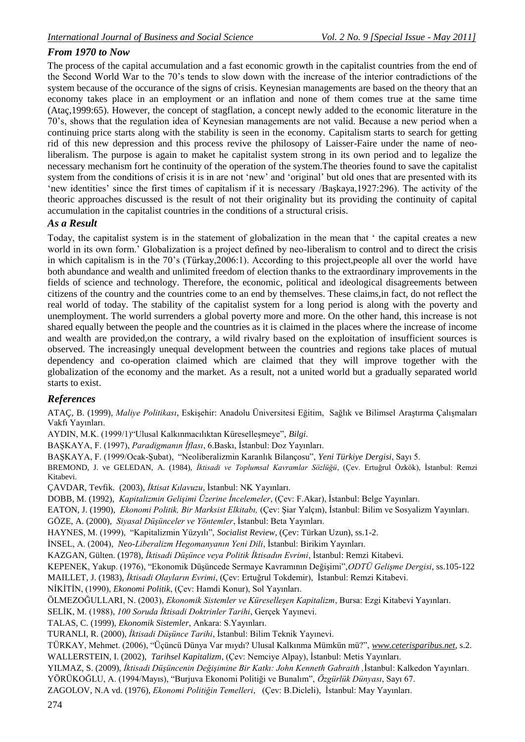## *From 1970 to Now*

The process of the capital accumulation and a fast economic growth in the capitalist countries from the end of the Second World War to the 70's tends to slow down with the increase of the interior contradictions of the system because of the occurance of the signs of crisis. Keynesian managements are based on the theory that an economy takes place in an employment or an inflation and none of them comes true at the same time (Ataç,1999:65). However, the concept of stagflation, a concept newly added to the economic literature in the 70's, shows that the regulation idea of Keynesian managements are not valid. Because a new period when a continuing price starts along with the stability is seen in the economy. Capitalism starts to search for getting rid of this new depression and this process revive the philosopy of Laisser-Faire under the name of neo-liberalism. The purpose is again to maket he capitalist system strong in its own period and to legalize the necessary mechanism fort he continuity of the operation of the system.The theories found to save the capitalist system from the conditions of crisis it is in are not 'new' and 'original' but old ones that are presented with its 'new identities' since the first times of capitalism if it is necessary /Başkaya,1927:296). The activity of the theoric approaches discussed is the result of not their originality but its providing the continuity of capital accumulation in the capitalist countries in the conditions of a structural crisis.

## *As a Result*

Today, the capitalist system is in the statement of globalization in the mean that ' the capital creates a new world in its own form.' Globalization is a project defined by neo-liberalism to control and to direct the crisis in which capitalism is in the 70's (Türkay,2006:1). According to this project,people all over the world have both abundance and wealth and unlimited freedom of election thanks to the extraordinary improvements in the fields of science and technology. Therefore, the economic, political and ideological disagreements between citizens of the country and the countries come to an end by themselves. These claims,in fact, do not reflect the real world of today. The stability of the capitalist system for a long period is along with the poverty and unemployment. The world surrenders a global poverty more and more. On the other hand, this increase is not shared equally between the people and the countries as it is claimed in the places where the increase of income and wealth are provided,on the contrary, a wild rivalry based on the exploitation of insufficient sources is observed. The increasingly unequal development between the countries and regions take places of mutual dependency and co-operation claimed which are claimed that they will improve together with the globalization of the economy and the market. As a result, not a united world but a gradually separated world starts to exist.

## *References*

ATAÇ, B. (1999), *Maliye Politikası*, Eskişehir: Anadolu Üniversitesi Eğitim, Sağlık ve Bilimsel Araştırma Çalışmaları Vakfı Yayınları.

AYDIN, M.K. (1999/1)"Ulusal Kalkınmacılıktan Küreselleşmeye", *Bilgi*.

BAŞKAYA, F. (1997), *Paradigmanın İflası*, 6.Baskı, İstanbul: Doz Yayınları.

BAŞKAYA, F. (1999/Ocak-Şubat), "Neoliberalizmin Karanlık Bilançosu", *Yeni Türkiye Dergisi*, Sayı 5.

BREMOND, J. ve GELEDAN, A. (1984), *İktisadi ve Toplumsal Kavramlar Sözlüğü*, (Çev. Ertuğrul Özkök), İstanbul: Remzi Kitabevi.

ÇAVDAR, Tevfik. (2003), *İktisat Kılavuzu*, İstanbul: NK Yayınları.

DOBB, M. (1992), *Kapitalizmin Gelişimi Üzerine İncelemeler*, (Çev: F.Akar), İstanbul: Belge Yayınları.

EATON, J. (1990), *Ekonomi Politik, Bir Marksist Elkitabı,* (Çev: Şiar Yalçın), İstanbul: Bilim ve Sosyalizm Yayınları.

GÖZE, A. (2000), *Siyasal Düşünceler ve Yöntemler*, İstanbul: Beta Yayınları.

HAYNES, M. (1999), "Kapitalizmin Yüzyılı", *Socialist Review*, (Çev: Türkan Uzun), ss.1-2.

İNSEL, A. (2004), *Neo-Liberalizm Hegomanyanın Yeni Dili*, İstanbul: Birikim Yayınları.

KAZGAN, Gülten. (1978), *İktisadi Düşünce veya Politik İktisadın Evrimi*, İstanbul: Remzi Kitabevi.

KEPENEK, Yakup. (1976), "Ekonomik Düşüncede Sermaye Kavramının Değişimi",*ODTÜ Gelişme Dergisi*, ss.105-122

MAILLET, J. (1983), *İktisadi Olayların Evrimi*, (Çev: Ertuğrul Tokdemir), İstanbul: Remzi Kitabevi.

NİKİTİN, (1990), *Ekonomi Politik*, (Çev: Hamdi Konur), Sol Yayınları.

ÖLMEZOĞULLARI, N. (2003), *Ekonomik Sistemler ve Küreselleşen Kapitalizm*, Bursa: Ezgi Kitabevi Yayınları.

SELİK, M. (1988), *100 Soruda İktisadi Doktrinler Tarihi*, Gerçek Yayınevi.

TALAS, C. (1999), *Ekonomik Sistemler*, Ankara: S.Yayınları.

TURANLI, R. (2000), *İktisadi Düşünce Tarihi*, İstanbul: Bilim Teknik Yayınevi.

TÜRKAY, Mehmet. (2006), "Üçüncü Dünya Var mıydı? Ulusal Kalkınma Mümkün mü?", *www.ceterisparibus.net*, s.2.

WALLERSTEIN, I. (2002), *Tarihsel Kapitalizm*, (Çev: Nemciye Alpay), İstanbul: Metis Yayınları.

YILMAZ, S. (2009), *İktisadi Düşüncenin Değişimine Bir Katkı: John Kenneth Gabraith ,*İstanbul: Kalkedon Yayınları.

YÖRÜKOĞLU, A. (1994/Mayıs), "Burjuva Ekonomi Politiği ve Bunalım", *Özgürlük Dünyası*, Sayı 67.

ZAGOLOV, N.A vd. (1976), *Ekonomi Politiğin Temelleri*, (Çev: B.Dicleli), İstanbul: May Yayınları.